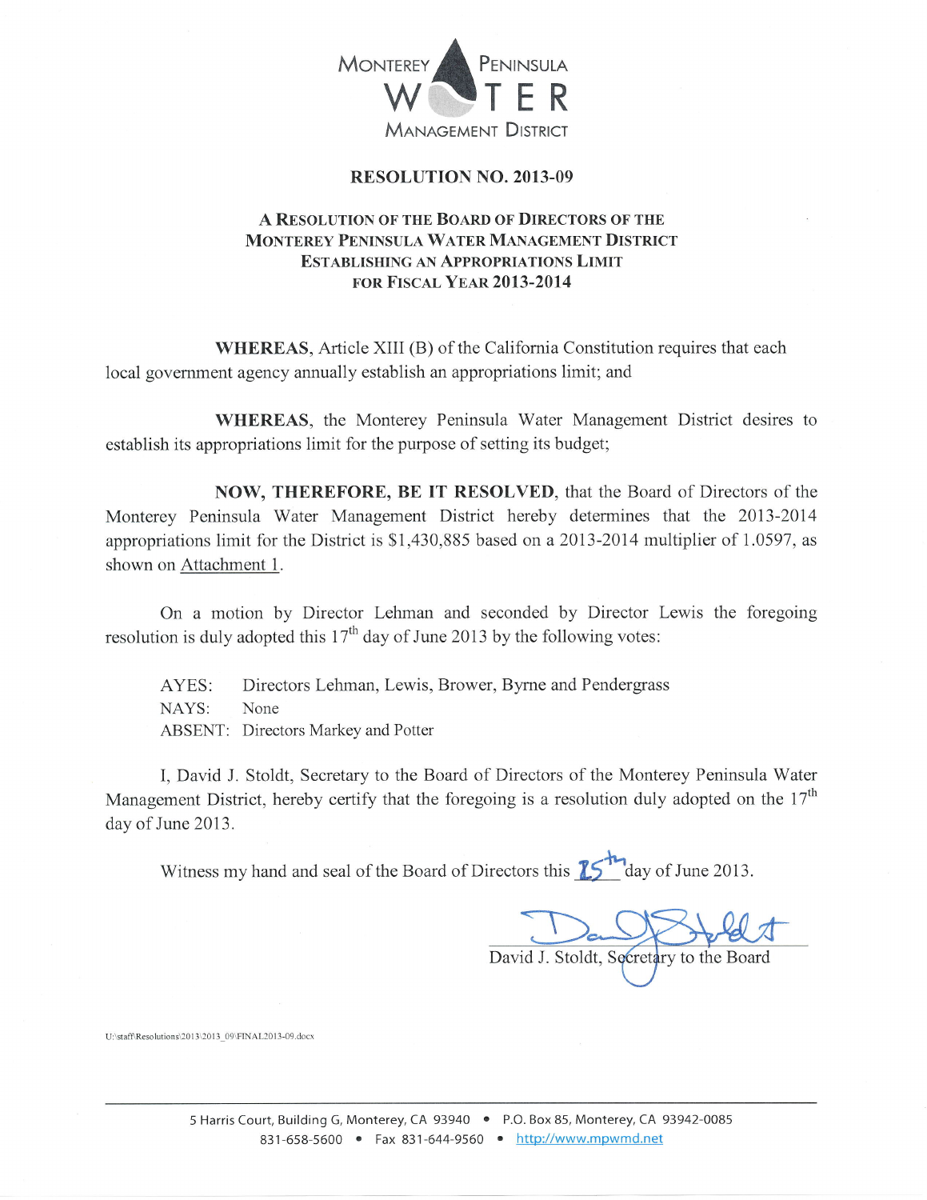MONTEREY PENINSULA WATER MANAGEMENT DISTRICT

# RESOLUTION NO. 2013-09

## A RESOLUTION OF THE BOARD OF DIRECTORS OF THE MONTEREY PENINSULA WATER MANAGEMENT DISTRICT ESTABLISHING AN APPROPRIATIONS LIMIT FOR FISCAL YEAR 2013-2014

**WHEREAS**, Article XIII (B) of the California Constitution requires that each local government agency annually establish an appropriations limit; and

**WHEREAS**, the Monterey Peninsula Water Management District desires to establish its appropriations limit for the purpose of setting its budget;

**NOW, THEREFORE, BE IT RESOLVED**, that the Board of Directors of the Monterey Peninsula Water Management District hereby determines that the 2013-2014 appropriations limit for the District is $1,430,885 based on a 2013-2014 multiplier of 1.0597, as shown on Attachment 1.

On a motion by Director Lehman and seconded by Director Lewis the foregoing resolution is duly adopted this 17th day of June 2013 by the following votes:

AYES: Directors Lehman, Lewis, Brower, Byrne and Pendergrass
NAYS: None
ABSENT: Directors Markey and Potter

I, David J. Stoldt, Secretary to the Board of Directors of the Monterey Peninsula Water Management District, hereby certify that the foregoing is a resolution duly adopted on the 17th day of June 2013.

Witness my hand and seal of the Board of Directors this 25th day of June 2013.

David J. Stoldt, Secretary to the Board

U:\staff\Resolutions\2013\2013_09\FINAL2013-09.docx

5 Harris Court, Building G, Monterey, CA 93940 • P.O. Box 85, Monterey, CA 93942-0085
831-658-5600 • Fax 831-644-9560 • http://www.mpwmd.net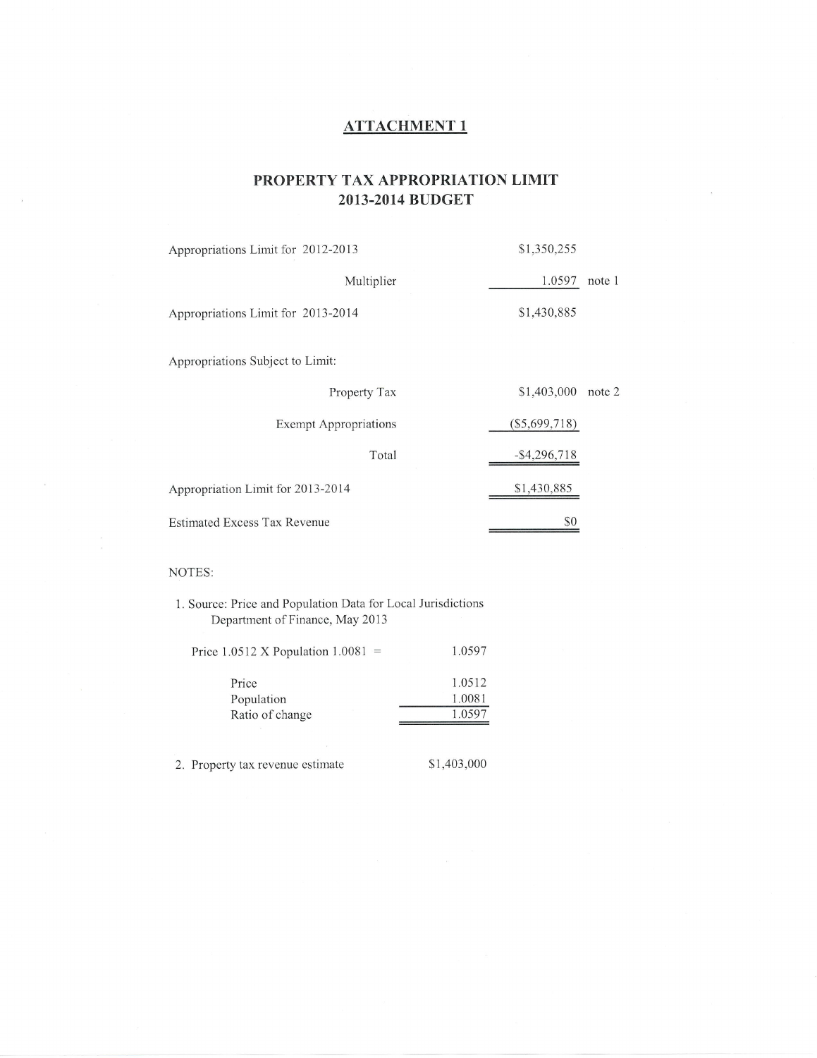# ATTACHMENT 1

## PROPERTY TAX APPROPRIATION LIMIT
## 2013-2014 BUDGET

| | | |
|---|---|---|
| Appropriations Limit for 2012-2013 | $1,350,255 | |
| Multiplier | 1.0597 | note 1 |
| Appropriations Limit for 2013-2014 | $1,430,885 | |
| | | |
| Appropriations Subject to Limit: | | |
| Property Tax | $1,403,000 | note 2 |
| Exempt Appropriations | ($5,699,718) | |
| Total | -$4,296,718 | |
| Appropriation Limit for 2013-2014 | $1,430,885 | |
| Estimated Excess Tax Revenue | $0 | |

NOTES:

1. Source: Price and Population Data for Local Jurisdictions
   Department of Finance, May 2013

   Price 1.0512 X Population 1.0081 = 1.0597

   | | |
   |---|---|
   | Price | 1.0512 |
   | Population | 1.0081 |
   | Ratio of change | 1.0597 |

2. Property tax revenue estimate $1,403,000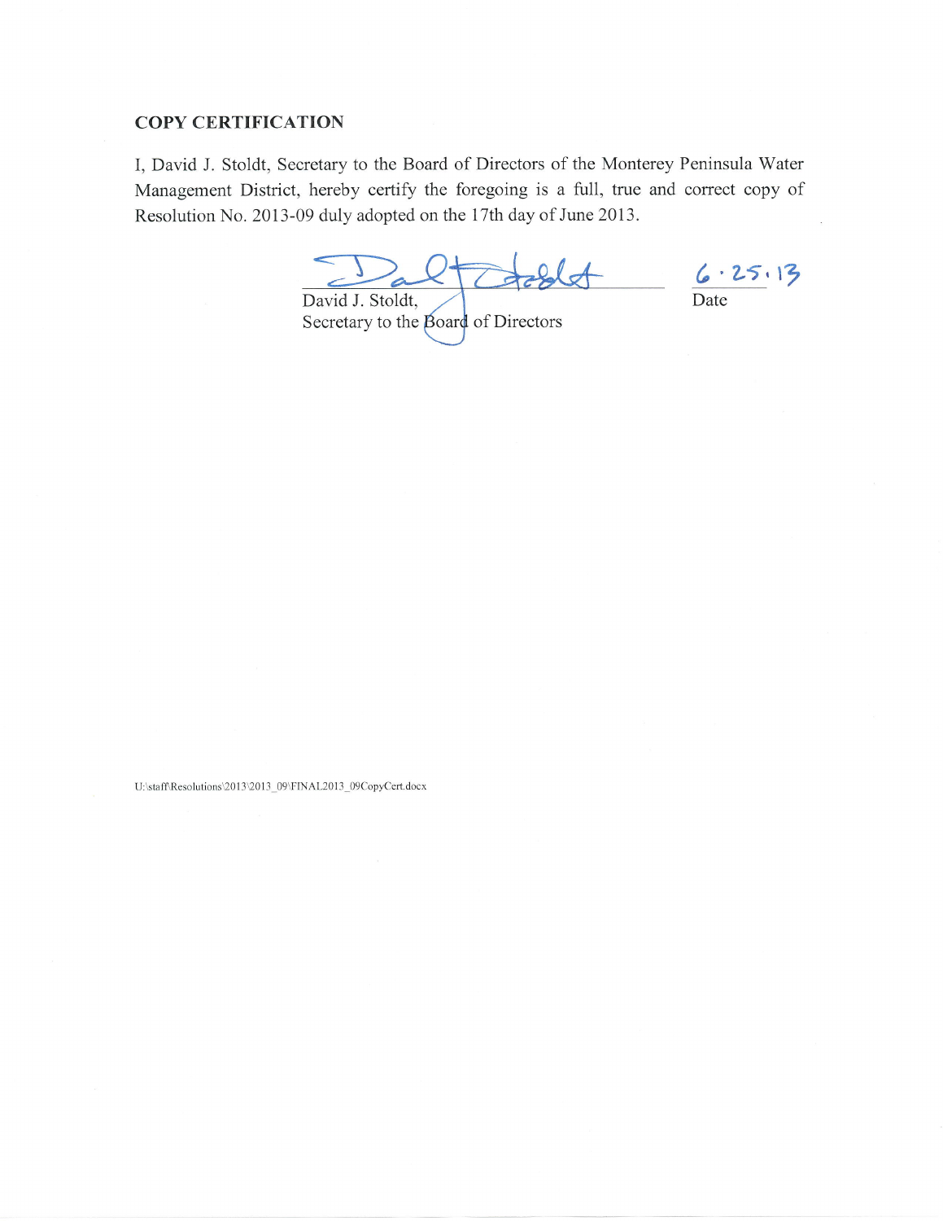## COPY CERTIFICATION

I, David J. Stoldt, Secretary to the Board of Directors of the Monterey Peninsula Water Management District, hereby certify the foregoing is a full, true and correct copy of Resolution No. 2013-09 duly adopted on the 17th day of June 2013.

David J. Stoldt,
Secretary to the Board of Directors

6.25.13
Date

U:\staff\Resolutions\2013\2013_09\FINAL2013_09CopyCert.docx